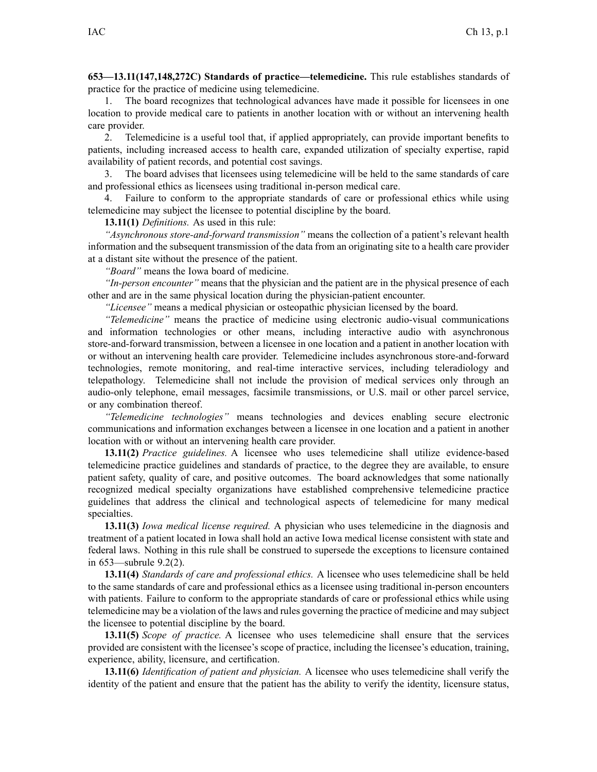**653—13.11(147,148,272C) Standards of practice—telemedicine.** This rule establishes standards of practice for the practice of medicine using telemedicine.

1. The board recognizes that technological advances have made it possible for licensees in one location to provide medical care to patients in another location with or without an intervening health care provider.

2. Telemedicine is a useful tool that, if applied appropriately, can provide important benefits to patients, including increased access to health care, expanded utilization of specialty expertise, rapid availability of patient records, and potential cost savings.

3. The board advises that licensees using telemedicine will be held to the same standards of care and professional ethics as licensees using traditional in-person medical care.

4. Failure to conform to the appropriate standards of care or professional ethics while using telemedicine may subject the licensee to potential discipline by the board.

**13.11(1)** *Definitions.* As used in this rule:

*"Asynchronous store-and-forward transmission"* means the collection of a patient's relevant health information and the subsequent transmission of the data from an originating site to a health care provider at a distant site without the presence of the patient.

*"Board"* means the Iowa board of medicine.

*"In-person encounter"* means that the physician and the patient are in the physical presence of each other and are in the same physical location during the physician-patient encounter.

*"Licensee"* means a medical physician or osteopathic physician licensed by the board.

*"Telemedicine"* means the practice of medicine using electronic audio-visual communications and information technologies or other means, including interactive audio with asynchronous store-and-forward transmission, between a licensee in one location and a patient in another location with or without an intervening health care provider. Telemedicine includes asynchronous store-and-forward technologies, remote monitoring, and real-time interactive services, including teleradiology and telepathology. Telemedicine shall not include the provision of medical services only through an audio-only telephone, email messages, facsimile transmissions, or U.S. mail or other parcel service, or any combination thereof.

*"Telemedicine technologies"* means technologies and devices enabling secure electronic communications and information exchanges between a licensee in one location and a patient in another location with or without an intervening health care provider.

**13.11(2)** *Practice guidelines.* A licensee who uses telemedicine shall utilize evidence-based telemedicine practice guidelines and standards of practice, to the degree they are available, to ensure patient safety, quality of care, and positive outcomes. The board acknowledges that some nationally recognized medical specialty organizations have established comprehensive telemedicine practice guidelines that address the clinical and technological aspects of telemedicine for many medical specialties.

**13.11(3)** *Iowa medical license required.* A physician who uses telemedicine in the diagnosis and treatment of a patient located in Iowa shall hold an active Iowa medical license consistent with state and federal laws. Nothing in this rule shall be construed to supersede the exceptions to licensure contained in 653—subrule 9.2(2).

**13.11(4)** *Standards of care and professional ethics.* A licensee who uses telemedicine shall be held to the same standards of care and professional ethics as a licensee using traditional in-person encounters with patients. Failure to conform to the appropriate standards of care or professional ethics while using telemedicine may be a violation of the laws and rules governing the practice of medicine and may subject the licensee to potential discipline by the board.

**13.11(5)** *Scope of practice.* A licensee who uses telemedicine shall ensure that the services provided are consistent with the licensee's scope of practice, including the licensee's education, training, experience, ability, licensure, and certification.

**13.11(6)** *Identification of patient and physician.* A licensee who uses telemedicine shall verify the identity of the patient and ensure that the patient has the ability to verify the identity, licensure status,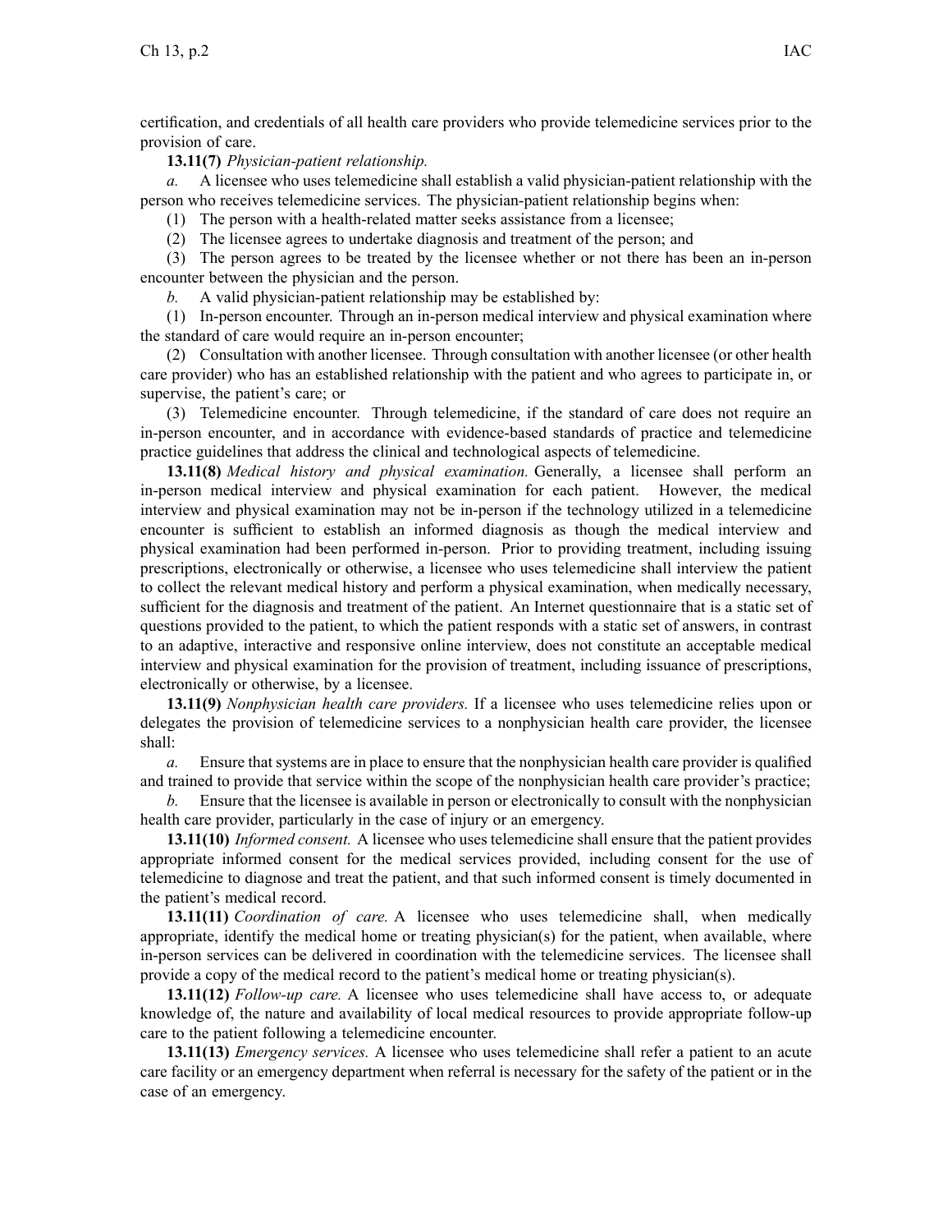certification, and credentials of all health care providers who provide telemedicine services prior to the provision of care.

**13.11(7)** *Physician-patient relationship.*

*a.* A licensee who uses telemedicine shall establish a valid physician-patient relationship with the person who receives telemedicine services. The physician-patient relationship begins when:

(1) The person with a health-related matter seeks assistance from a licensee;

(2) The licensee agrees to undertake diagnosis and treatment of the person; and

(3) The person agrees to be treated by the licensee whether or not there has been an in-person encounter between the physician and the person.

*b.* A valid physician-patient relationship may be established by:

(1) In-person encounter. Through an in-person medical interview and physical examination where the standard of care would require an in-person encounter;

(2) Consultation with another licensee. Through consultation with another licensee (or other health care provider) who has an established relationship with the patient and who agrees to participate in, or supervise, the patient's care; or

(3) Telemedicine encounter. Through telemedicine, if the standard of care does not require an in-person encounter, and in accordance with evidence-based standards of practice and telemedicine practice guidelines that address the clinical and technological aspects of telemedicine.

**13.11(8)** *Medical history and physical examination.* Generally, a licensee shall perform an in-person medical interview and physical examination for each patient. However, the medical interview and physical examination may not be in-person if the technology utilized in a telemedicine encounter is sufficient to establish an informed diagnosis as though the medical interview and physical examination had been performed in-person. Prior to providing treatment, including issuing prescriptions, electronically or otherwise, a licensee who uses telemedicine shall interview the patient to collect the relevant medical history and perform a physical examination, when medically necessary, sufficient for the diagnosis and treatment of the patient. An Internet questionnaire that is a static set of questions provided to the patient, to which the patient responds with a static set of answers, in contrast to an adaptive, interactive and responsive online interview, does not constitute an acceptable medical interview and physical examination for the provision of treatment, including issuance of prescriptions, electronically or otherwise, by a licensee.

**13.11(9)** *Nonphysician health care providers.* If a licensee who uses telemedicine relies upon or delegates the provision of telemedicine services to a nonphysician health care provider, the licensee shall:

*a.* Ensure that systems are in place to ensure that the nonphysician health care provider is qualified and trained to provide that service within the scope of the nonphysician health care provider's practice;

*b.* Ensure that the licensee is available in person or electronically to consult with the nonphysician health care provider, particularly in the case of injury or an emergency.

**13.11(10)** *Informed consent.* A licensee who uses telemedicine shall ensure that the patient provides appropriate informed consent for the medical services provided, including consent for the use of telemedicine to diagnose and treat the patient, and that such informed consent is timely documented in the patient's medical record.

**13.11(11)** *Coordination of care.* A licensee who uses telemedicine shall, when medically appropriate, identify the medical home or treating physician(s) for the patient, when available, where in-person services can be delivered in coordination with the telemedicine services. The licensee shall provide a copy of the medical record to the patient's medical home or treating physician(s).

**13.11(12)** *Follow-up care.* A licensee who uses telemedicine shall have access to, or adequate knowledge of, the nature and availability of local medical resources to provide appropriate follow-up care to the patient following a telemedicine encounter.

**13.11(13)** *Emergency services.* A licensee who uses telemedicine shall refer a patient to an acute care facility or an emergency department when referral is necessary for the safety of the patient or in the case of an emergency.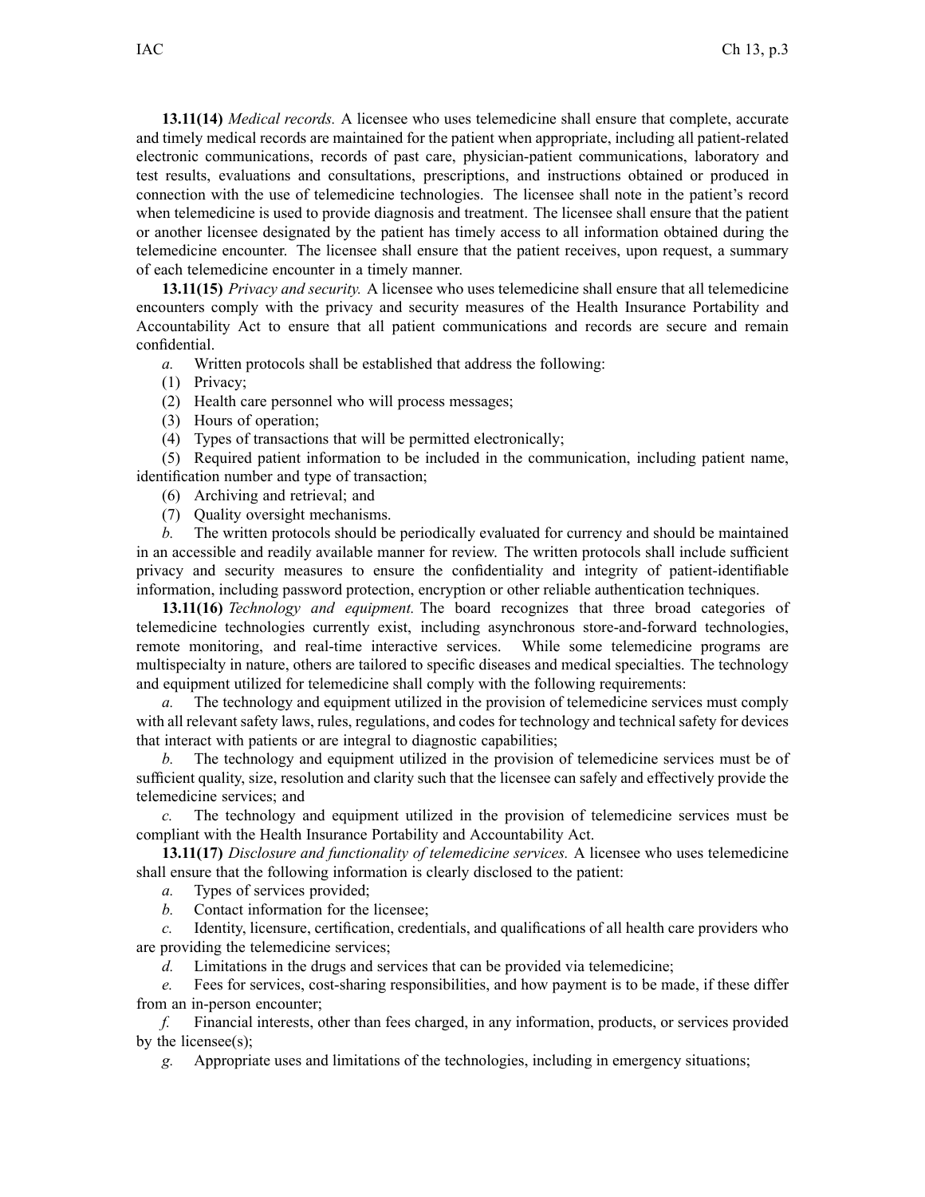**13.11(14)** *Medical records.* A licensee who uses telemedicine shall ensure that complete, accurate and timely medical records are maintained for the patient when appropriate, including all patient-related electronic communications, records of past care, physician-patient communications, laboratory and test results, evaluations and consultations, prescriptions, and instructions obtained or produced in connection with the use of telemedicine technologies. The licensee shall note in the patient's record when telemedicine is used to provide diagnosis and treatment. The licensee shall ensure that the patient or another licensee designated by the patient has timely access to all information obtained during the telemedicine encounter. The licensee shall ensure that the patient receives, upon request, a summary of each telemedicine encounter in a timely manner.

**13.11(15)** *Privacy and security.* A licensee who uses telemedicine shall ensure that all telemedicine encounters comply with the privacy and security measures of the Health Insurance Portability and Accountability Act to ensure that all patient communications and records are secure and remain confidential.

*a.* Written protocols shall be established that address the following:

(1) Privacy;

(2) Health care personnel who will process messages;

(3) Hours of operation;

(4) Types of transactions that will be permitted electronically;

(5) Required patient information to be included in the communication, including patient name, identification number and type of transaction;

(6) Archiving and retrieval; and

(7) Quality oversight mechanisms.

*b.* The written protocols should be periodically evaluated for currency and should be maintained in an accessible and readily available manner for review. The written protocols shall include sufficient privacy and security measures to ensure the confidentiality and integrity of patient-identifiable information, including password protection, encryption or other reliable authentication techniques.

**13.11(16)** *Technology and equipment.* The board recognizes that three broad categories of telemedicine technologies currently exist, including asynchronous store-and-forward technologies, remote monitoring, and real-time interactive services. While some telemedicine programs are multispecialty in nature, others are tailored to specific diseases and medical specialties. The technology and equipment utilized for telemedicine shall comply with the following requirements:

*a.* The technology and equipment utilized in the provision of telemedicine services must comply with all relevant safety laws, rules, regulations, and codes for technology and technical safety for devices that interact with patients or are integral to diagnostic capabilities;

*b.* The technology and equipment utilized in the provision of telemedicine services must be of sufficient quality, size, resolution and clarity such that the licensee can safely and effectively provide the telemedicine services; and

*c.* The technology and equipment utilized in the provision of telemedicine services must be compliant with the Health Insurance Portability and Accountability Act.

**13.11(17)** *Disclosure and functionality of telemedicine services.* A licensee who uses telemedicine shall ensure that the following information is clearly disclosed to the patient:

*a.* Types of services provided;

*b.* Contact information for the licensee;

*c.* Identity, licensure, certification, credentials, and qualifications of all health care providers who are providing the telemedicine services;

*d.* Limitations in the drugs and services that can be provided via telemedicine;

*e.* Fees for services, cost-sharing responsibilities, and how payment is to be made, if these differ from an in-person encounter;

*f.* Financial interests, other than fees charged, in any information, products, or services provided by the licensee(s);

*g.* Appropriate uses and limitations of the technologies, including in emergency situations;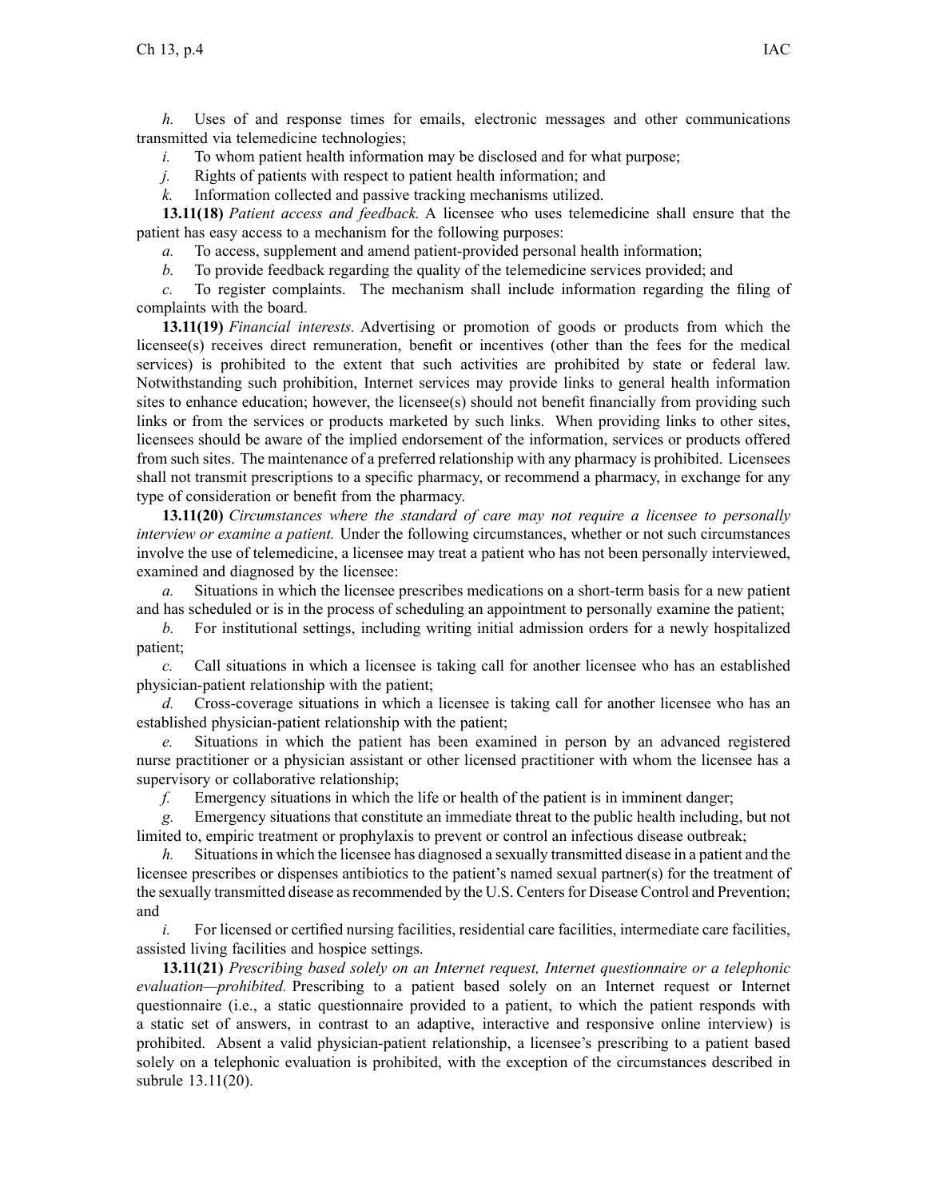*h.* Uses of and response times for emails, electronic messages and other communications transmitted via telemedicine technologies;

*i.* To whom patient health information may be disclosed and for what purpose;

*j.* Rights of patients with respect to patient health information; and

*k.* Information collected and passive tracking mechanisms utilized.

**13.11(18)** *Patient access and feedback.* A licensee who uses telemedicine shall ensure that the patient has easy access to a mechanism for the following purposes:

*a.* To access, supplement and amend patient-provided personal health information;

*b.* To provide feedback regarding the quality of the telemedicine services provided; and

*c.* To register complaints. The mechanism shall include information regarding the filing of complaints with the board.

**13.11(19)** *Financial interests.* Advertising or promotion of goods or products from which the licensee(s) receives direct remuneration, benefit or incentives (other than the fees for the medical services) is prohibited to the extent that such activities are prohibited by state or federal law. Notwithstanding such prohibition, Internet services may provide links to general health information sites to enhance education; however, the licensee(s) should not benefit financially from providing such links or from the services or products marketed by such links. When providing links to other sites, licensees should be aware of the implied endorsement of the information, services or products offered from such sites. The maintenance of a preferred relationship with any pharmacy is prohibited. Licensees shall not transmit prescriptions to a specific pharmacy, or recommend a pharmacy, in exchange for any type of consideration or benefit from the pharmacy.

**13.11(20)** *Circumstances where the standard of care may not require a licensee to personally interview or examine a patient.* Under the following circumstances, whether or not such circumstances involve the use of telemedicine, a licensee may treat a patient who has not been personally interviewed, examined and diagnosed by the licensee:

*a.* Situations in which the licensee prescribes medications on a short-term basis for a new patient and has scheduled or is in the process of scheduling an appointment to personally examine the patient;

*b.* For institutional settings, including writing initial admission orders for a newly hospitalized patient;

*c.* Call situations in which a licensee is taking call for another licensee who has an established physician-patient relationship with the patient;

*d.* Cross-coverage situations in which a licensee is taking call for another licensee who has an established physician-patient relationship with the patient;

*e.* Situations in which the patient has been examined in person by an advanced registered nurse practitioner or a physician assistant or other licensed practitioner with whom the licensee has a supervisory or collaborative relationship;

*f.* Emergency situations in which the life or health of the patient is in imminent danger;

*g.* Emergency situations that constitute an immediate threat to the public health including, but not limited to, empiric treatment or prophylaxis to prevent or control an infectious disease outbreak;

*h.* Situations in which the licensee has diagnosed a sexually transmitted disease in a patient and the licensee prescribes or dispenses antibiotics to the patient's named sexual partner(s) for the treatment of the sexually transmitted disease as recommended by the U.S. Centers for Disease Control and Prevention; and

*i.* For licensed or certified nursing facilities, residential care facilities, intermediate care facilities, assisted living facilities and hospice settings.

**13.11(21)** *Prescribing based solely on an Internet request, Internet questionnaire or a telephonic evaluation—prohibited.* Prescribing to a patient based solely on an Internet request or Internet questionnaire (i.e., a static questionnaire provided to a patient, to which the patient responds with a static set of answers, in contrast to an adaptive, interactive and responsive online interview) is prohibited. Absent a valid physician-patient relationship, a licensee's prescribing to a patient based solely on a telephonic evaluation is prohibited, with the exception of the circumstances described in subrule 13.11(20).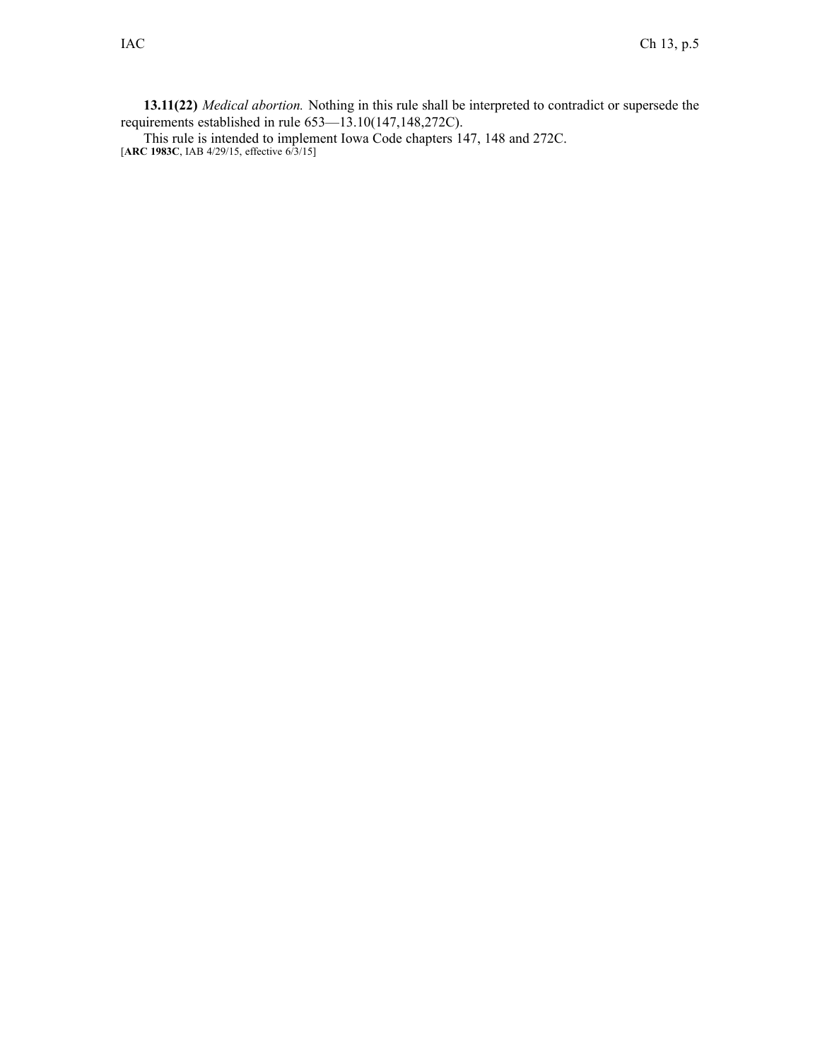**13.11(22)** *Medical abortion.* Nothing in this rule shall be interpreted to contradict or supersede the requirements established in rule 653—13.10(147,148,272C).

This rule is intended to implement Iowa Code chapters 147, 148 and 272C.

[**ARC 1983C**, IAB 4/29/15, effective 6/3/15]